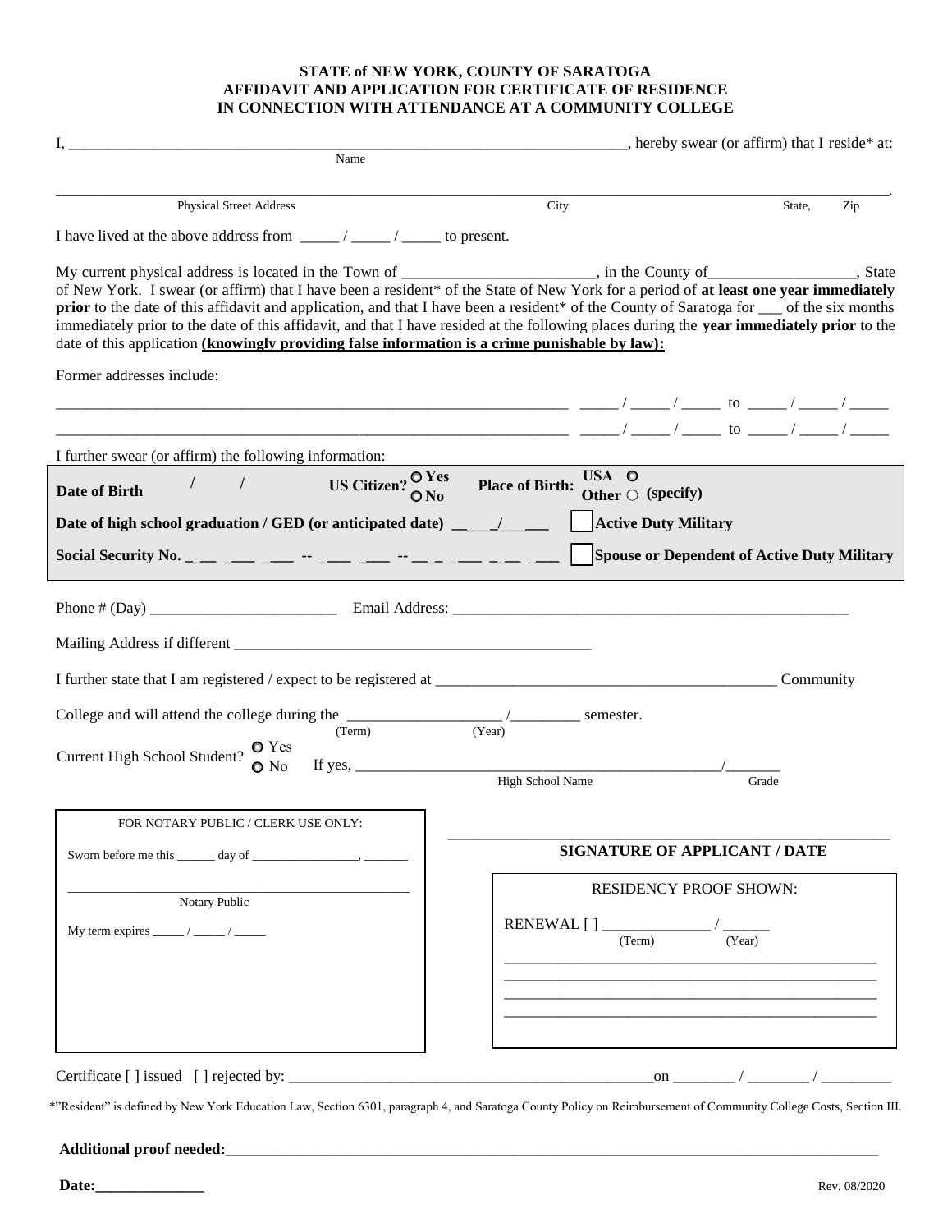# STATE of NEW YORK, COUNTY OF SARATOGA
# AFFIDAVIT AND APPLICATION FOR CERTIFICATE OF RESIDENCE IN CONNECTION WITH ATTENDANCE AT A COMMUNITY COLLEGE

I, ______________________________________________________________, hereby swear (or affirm) that I reside* at:
Name

______________________________________________________________________________.
Physical Street Address | City | State, Zip

I have lived at the above address from _____ / _____ / _____ to present.

My current physical address is located in the Town of ________________________, in the County of__________________, State of New York. I swear (or affirm) that I have been a resident* of the State of New York for a period of **at least one year immediately prior** to the date of this affidavit and application, and that I have been a resident* of the County of Saratoga for ___ of the six months immediately prior to the date of this affidavit, and that I have resided at the following places during the **year immediately prior** to the date of this application **(knowingly providing false information is a crime punishable by law):**

Former addresses include:

____________________________________________________________ _____ / _____ / _____ to _____ / _____ / _____

____________________________________________________________ _____ / _____ / _____ to _____ / _____ / _____

I further swear (or affirm) the following information:

**Date of Birth** / / **US Citizen?** ○ Yes ○ No **Place of Birth:** USA ○ Other ○ (specify)

**Date of high school graduation / GED (or anticipated date)** ____/____ [ ] **Active Duty Military**

**Social Security No.** ___ ___ ___ -- ___ ___ -- ___ ___ ___ ___ [ ] **Spouse or Dependent of Active Duty Military**

Phone # (Day) ______________________ Email Address: ______________________________________________

Mailing Address if different ____________________________________________

I further state that I am registered / expect to be registered at ________________________________________ Community College and will attend the college during the __________________ /_________ semester.
(Term) (Year)

Current High School Student? ○ Yes ○ No If, yes, ______________________________________________/_______
High School Name | Grade

FOR NOTARY PUBLIC / CLERK USE ONLY:

Sworn before me this ______ day of ________________, _______

_____________________________________________
Notary Public

My term expires _____ / _____ / _____

_____________________________________________
**SIGNATURE OF APPLICANT / DATE**

RESIDENCY PROOF SHOWN:

RENEWAL [ ] ______________ / ______
(Term) (Year)

_____________________________________________
_____________________________________________
_____________________________________________
_____________________________________________

Certificate [ ] issued [ ] rejected by: ____________________________________________on ________ / ________ / _________

*"Resident" is defined by New York Education Law, Section 6301, paragraph 4, and Saratoga County Policy on Reimbursement of Community College Costs, Section III.

**Additional proof needed:**______________________________________________________________________________

**Date:**______________

Rev. 08/2020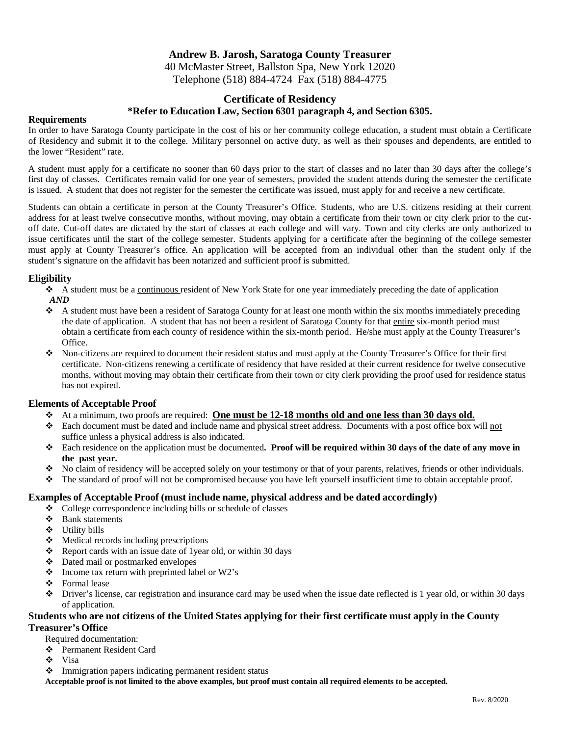**Andrew B. Jarosh, Saratoga County Treasurer**

40 McMaster Street, Ballston Spa, New York 12020

Telephone (518) 884-4724 Fax (518) 884-4775

## Certificate of Residency

**\*Refer to Education Law, Section 6301 paragraph 4, and Section 6305.**

### Requirements

In order to have Saratoga County participate in the cost of his or her community college education, a student must obtain a Certificate of Residency and submit it to the college. Military personnel on active duty, as well as their spouses and dependents, are entitled to the lower "Resident" rate.

A student must apply for a certificate no sooner than 60 days prior to the start of classes and no later than 30 days after the college's first day of classes. Certificates remain valid for one year of semesters, provided the student attends during the semester the certificate is issued. A student that does not register for the semester the certificate was issued, must apply for and receive a new certificate.

Students can obtain a certificate in person at the County Treasurer's Office. Students, who are U.S. citizens residing at their current address for at least twelve consecutive months, without moving, may obtain a certificate from their town or city clerk prior to the cut-off date. Cut-off dates are dictated by the start of classes at each college and will vary. Town and city clerks are only authorized to issue certificates until the start of the college semester. Students applying for a certificate after the beginning of the college semester must apply at County Treasurer's office. An application will be accepted from an individual other than the student only if the student's signature on the affidavit has been notarized and sufficient proof is submitted.

### Eligibility

- A student must be a continuous resident of New York State for one year immediately preceding the date of application

  ***AND***
- A student must have been a resident of Saratoga County for at least one month within the six months immediately preceding the date of application. A student that has not been a resident of Saratoga County for that entire six-month period must obtain a certificate from each county of residence within the six-month period. He/she must apply at the County Treasurer's Office.
- Non-citizens are required to document their resident status and must apply at the County Treasurer's Office for their first certificate. Non-citizens renewing a certificate of residency that have resided at their current residence for twelve consecutive months, without moving may obtain their certificate from their town or city clerk providing the proof used for residence status has not expired.

### Elements of Acceptable Proof

- At a minimum, two proofs are required: **One must be 12-18 months old and one less than 30 days old.**
- Each document must be dated and include name and physical street address. Documents with a post office box will not suffice unless a physical address is also indicated.
- Each residence on the application must be documented**. Proof will be required within 30 days of the date of any move in the past year.**
- No claim of residency will be accepted solely on your testimony or that of your parents, relatives, friends or other individuals.
- The standard of proof will not be compromised because you have left yourself insufficient time to obtain acceptable proof.

### Examples of Acceptable Proof (must include name, physical address and be dated accordingly)

- College correspondence including bills or schedule of classes
- Bank statements
- Utility bills
- Medical records including prescriptions
- Report cards with an issue date of 1year old, or within 30 days
- Dated mail or postmarked envelopes
- Income tax return with preprinted label or W2's
- Formal lease
- Driver's license, car registration and insurance card may be used when the issue date reflected is 1 year old, or within 30 days of application.

### Students who are not citizens of the United States applying for their first certificate must apply in the County Treasurer's Office

Required documentation:

- Permanent Resident Card
- Visa
- Immigration papers indicating permanent resident status

**Acceptable proof is not limited to the above examples, but proof must contain all required elements to be accepted.**

Rev. 8/2020